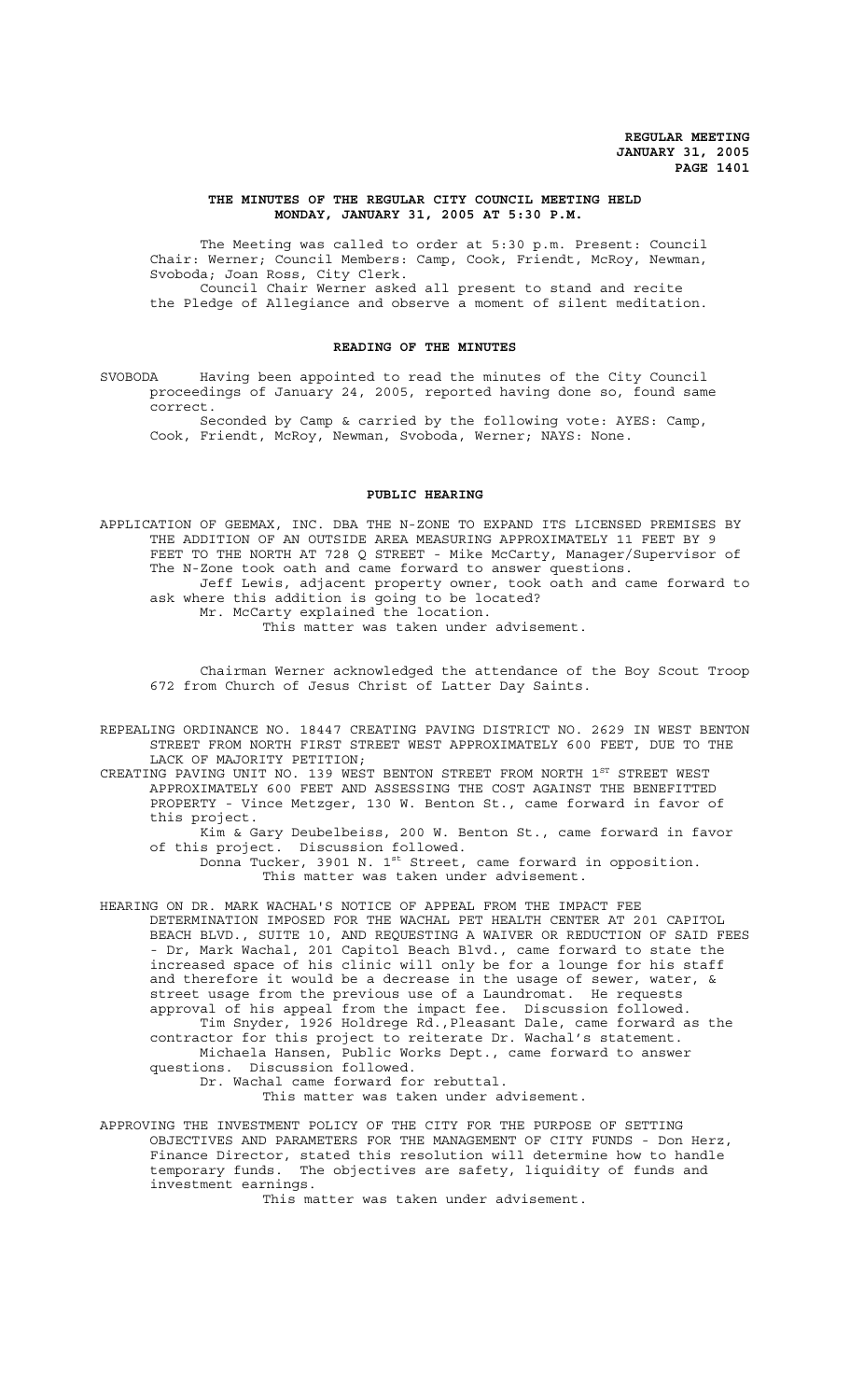# THE MINUTES OF THE REGULAR CITY COUNCIL MEETING HELD MONDAY, JANUARY 31, 2005 AT 5:30 P.M.

The Meeting was called to order at 5:30 p.m. Present: Council Chair: Werner; Council Members: Camp, Cook, Friendt, McRoy, Newman, Svoboda; Joan Ross, City Clerk.

Council Chair Werner asked all present to stand and recite the Pledge of Allegiance and observe a moment of silent meditation.

## READING OF THE MINUTES

SVOBODA Having been appointed to read the minutes of the City Council proceedings of January 24, 2005, reported having done so, found same correct.

Seconded by Camp & carried by the following vote: AYES: Camp, Cook, Friendt, McRoy, Newman, Svoboda, Werner; NAYS: None.

## PUBLIC HEARING

APPLICATION OF GEEMAX, INC. DBA THE N-ZONE TO EXPAND ITS LICENSED PREMISES BY THE ADDITION OF AN OUTSIDE AREA MEASURING APPROXIMATELY 11 FEET BY 9 FEET TO THE NORTH AT 728 Q STREET - Mike McCarty, Manager/Supervisor of The N-Zone took oath and came forward to answer questions.

Jeff Lewis, adjacent property owner, took oath and came forward to ask where this addition is going to be located?

Mr. McCarty explained the location.

This matter was taken under advisement.

Chairman Werner acknowledged the attendance of the Boy Scout Troop 672 from Church of Jesus Christ of Latter Day Saints.

REPEALING ORDINANCE NO. 18447 CREATING PAVING DISTRICT NO. 2629 IN WEST BENTON STREET FROM NORTH FIRST STREET WEST APPROXIMATELY 600 FEET, DUE TO THE LACK OF MAJORITY PETITION;

CREATING PAVING UNIT NO. 139 WEST BENTON STREET FROM NORTH 1ST STREET WEST APPROXIMATELY 600 FEET AND ASSESSING THE COST AGAINST THE BENEFITTED PROPERTY - Vince Metzger, 130 W. Benton St., came forward in favor of this project.

Kim & Gary Deubelbeiss, 200 W. Benton St., came forward in favor of this project. Discussion followed.

Donna Tucker, 3901 N. 1st Street, came forward in opposition.

This matter was taken under advisement.

HEARING ON DR. MARK WACHAL'S NOTICE OF APPEAL FROM THE IMPACT FEE DETERMINATION IMPOSED FOR THE WACHAL PET HEALTH CENTER AT 201 CAPITOL BEACH BLVD., SUITE 10, AND REQUESTING A WAIVER OR REDUCTION OF SAID FEES - Dr, Mark Wachal, 201 Capitol Beach Blvd., came forward to state the increased space of his clinic will only be for a lounge for his staff and therefore it would be a decrease in the usage of sewer, water, & street usage from the previous use of a Laundromat. He requests approval of his appeal from the impact fee. Discussion followed.

Tim Snyder, 1926 Holdrege Rd.,Pleasant Dale, came forward as the contractor for this project to reiterate Dr. Wachal's statement.

Michaela Hansen, Public Works Dept., came forward to answer questions. Discussion followed.

Dr. Wachal came forward for rebuttal.

This matter was taken under advisement.

APPROVING THE INVESTMENT POLICY OF THE CITY FOR THE PURPOSE OF SETTING OBJECTIVES AND PARAMETERS FOR THE MANAGEMENT OF CITY FUNDS - Don Herz, Finance Director, stated this resolution will determine how to handle temporary funds. The objectives are safety, liquidity of funds and investment earnings.

This matter was taken under advisement.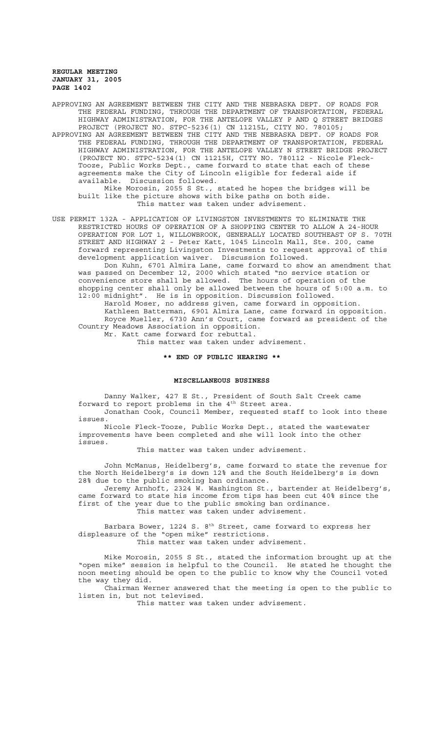APPROVING AN AGREEMENT BETWEEN THE CITY AND THE NEBRASKA DEPT. OF ROADS FOR THE FEDERAL FUNDING, THROUGH THE DEPARTMENT OF TRANSPORTATION, FEDERAL HIGHWAY ADMINISTRATION, FOR THE ANTELOPE VALLEY P AND Q STREET BRIDGES PROJECT (PROJECT NO. STPC-5236(1) CN 11215L, CITY NO. 780105;

APPROVING AN AGREEMENT BETWEEN THE CITY AND THE NEBRASKA DEPT. OF ROADS FOR THE FEDERAL FUNDING, THROUGH THE DEPARTMENT OF TRANSPORTATION, FEDERAL HIGHWAY ADMINISTRATION, FOR THE ANTELOPE VALLEY N STREET BRIDGE PROJECT (PROJECT NO. STPC-5234(1) CN 11215H, CITY NO. 780112 - Nicole Fleck-Tooze, Public Works Dept., came forward to state that each of these agreements make the City of Lincoln eligible for federal aide if available. Discussion followed.

Mike Morosin, 2055 S St., stated he hopes the bridges will be built like the picture shows with bike paths on both side.

This matter was taken under advisement.

USE PERMIT 132A - APPLICATION OF LIVINGSTON INVESTMENTS TO ELIMINATE THE RESTRICTED HOURS OF OPERATION OF A SHOPPING CENTER TO ALLOW A 24-HOUR OPERATION FOR LOT 1, WILLOWBROOK, GENERALLY LOCATED SOUTHEAST OF S. 70TH STREET AND HIGHWAY 2 - Peter Katt, 1045 Lincoln Mall, Ste. 200, came forward representing Livingston Investments to request approval of this development application waiver. Discussion followed.

Don Kuhn, 6701 Almira Lane, came forward to show an amendment that was passed on December 12, 2000 which stated "no service station or convenience store shall be allowed. The hours of operation of the shopping center shall only be allowed between the hours of 5:00 a.m. to 12:00 midnight". He is in opposition. Discussion followed.

Harold Moser, no address given, came forward in opposition.

Kathleen Batterman, 6901 Almira Lane, came forward in opposition.

Royce Mueller, 6730 Ann's Court, came forward as president of the Country Meadows Association in opposition.

Mr. Katt came forward for rebuttal.

This matter was taken under advisement.

**\*\* END OF PUBLIC HEARING \*\***

## MISCELLANEOUS BUSINESS

Danny Walker, 427 E St., President of South Salt Creek came forward to report problems in the 4th Street area.

Jonathan Cook, Council Member, requested staff to look into these issues.

Nicole Fleck-Tooze, Public Works Dept., stated the wastewater improvements have been completed and she will look into the other issues.

This matter was taken under advisement.

John McManus, Heidelberg's, came forward to state the revenue for the North Heidelberg's is down 12% and the South Heidelberg's is down 28% due to the public smoking ban ordinance.

Jeremy Arnhoft, 2324 W. Washington St., bartender at Heidelberg's, came forward to state his income from tips has been cut 40% since the first of the year due to the public smoking ban ordinance.

This matter was taken under advisement.

Barbara Bower, 1224 S. 8th Street, came forward to express her displeasure of the "open mike" restrictions.

This matter was taken under advisement.

Mike Morosin, 2055 S St., stated the information brought up at the "open mike" session is helpful to the Council. He stated he thought the noon meeting should be open to the public to know why the Council voted the way they did.

Chairman Werner answered that the meeting is open to the public to listen in, but not televised.

This matter was taken under advisement.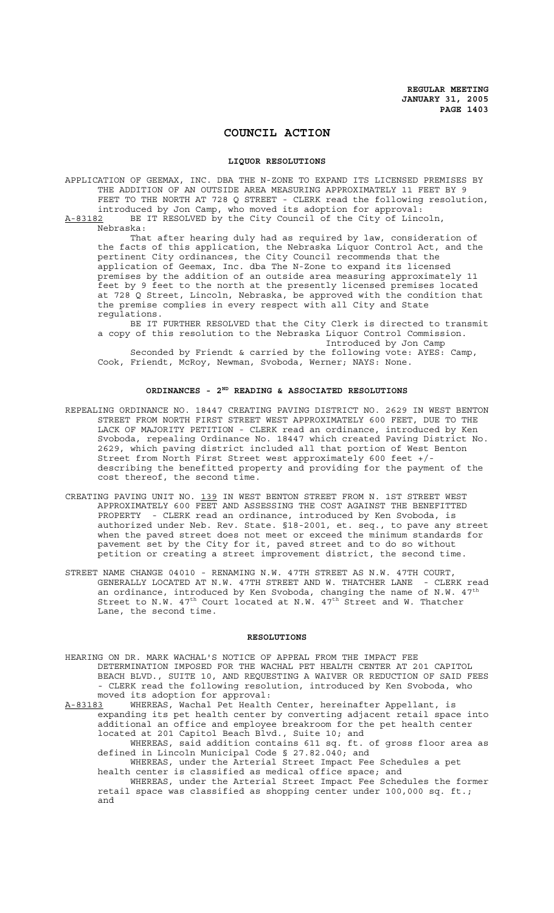# COUNCIL ACTION

## LIQUOR RESOLUTIONS

APPLICATION OF GEEMAX, INC. DBA THE N-ZONE TO EXPAND ITS LICENSED PREMISES BY THE ADDITION OF AN OUTSIDE AREA MEASURING APPROXIMATELY 11 FEET BY 9 FEET TO THE NORTH AT 728 Q STREET - CLERK read the following resolution, introduced by Jon Camp, who moved its adoption for approval:

A-83182 BE IT RESOLVED by the City Council of the City of Lincoln, Nebraska:

That after hearing duly had as required by law, consideration of the facts of this application, the Nebraska Liquor Control Act, and the pertinent City ordinances, the City Council recommends that the application of Geemax, Inc. dba The N-Zone to expand its licensed premises by the addition of an outside area measuring approximately 11 feet by 9 feet to the north at the presently licensed premises located at 728 Q Street, Lincoln, Nebraska, be approved with the condition that the premise complies in every respect with all City and State regulations.

BE IT FURTHER RESOLVED that the City Clerk is directed to transmit a copy of this resolution to the Nebraska Liquor Control Commission.

Introduced by Jon Camp

Seconded by Friendt & carried by the following vote: AYES: Camp, Cook, Friendt, McRoy, Newman, Svoboda, Werner; NAYS: None.

## ORDINANCES - 2ND READING & ASSOCIATED RESOLUTIONS

REPEALING ORDINANCE NO. 18447 CREATING PAVING DISTRICT NO. 2629 IN WEST BENTON STREET FROM NORTH FIRST STREET WEST APPROXIMATELY 600 FEET, DUE TO THE LACK OF MAJORITY PETITION - CLERK read an ordinance, introduced by Ken Svoboda, repealing Ordinance No. 18447 which created Paving District No. 2629, which paving district included all that portion of West Benton Street from North First Street west approximately 600 feet +/- describing the benefitted property and providing for the payment of the cost thereof, the second time.

CREATING PAVING UNIT NO. 139 IN WEST BENTON STREET FROM N. 1ST STREET WEST APPROXIMATELY 600 FEET AND ASSESSING THE COST AGAINST THE BENEFITTED PROPERTY - CLERK read an ordinance, introduced by Ken Svoboda, is authorized under Neb. Rev. State. §18-2001, et. seq., to pave any street when the paved street does not meet or exceed the minimum standards for pavement set by the City for it, paved street and to do so without petition or creating a street improvement district, the second time.

STREET NAME CHANGE 04010 - RENAMING N.W. 47TH STREET AS N.W. 47TH COURT, GENERALLY LOCATED AT N.W. 47TH STREET AND W. THATCHER LANE - CLERK read an ordinance, introduced by Ken Svoboda, changing the name of N.W. 47th Street to N.W. 47th Court located at N.W. 47th Street and W. Thatcher Lane, the second time.

## RESOLUTIONS

HEARING ON DR. MARK WACHAL'S NOTICE OF APPEAL FROM THE IMPACT FEE DETERMINATION IMPOSED FOR THE WACHAL PET HEALTH CENTER AT 201 CAPITOL BEACH BLVD., SUITE 10, AND REQUESTING A WAIVER OR REDUCTION OF SAID FEES - CLERK read the following resolution, introduced by Ken Svoboda, who moved its adoption for approval:

A-83183 WHEREAS, Wachal Pet Health Center, hereinafter Appellant, is expanding its pet health center by converting adjacent retail space into additional an office and employee breakroom for the pet health center located at 201 Capitol Beach Blvd., Suite 10; and

WHEREAS, said addition contains 611 sq. ft. of gross floor area as defined in Lincoln Municipal Code § 27.82.040; and

WHEREAS, under the Arterial Street Impact Fee Schedules a pet health center is classified as medical office space; and

WHEREAS, under the Arterial Street Impact Fee Schedules the former retail space was classified as shopping center under 100,000 sq. ft.; and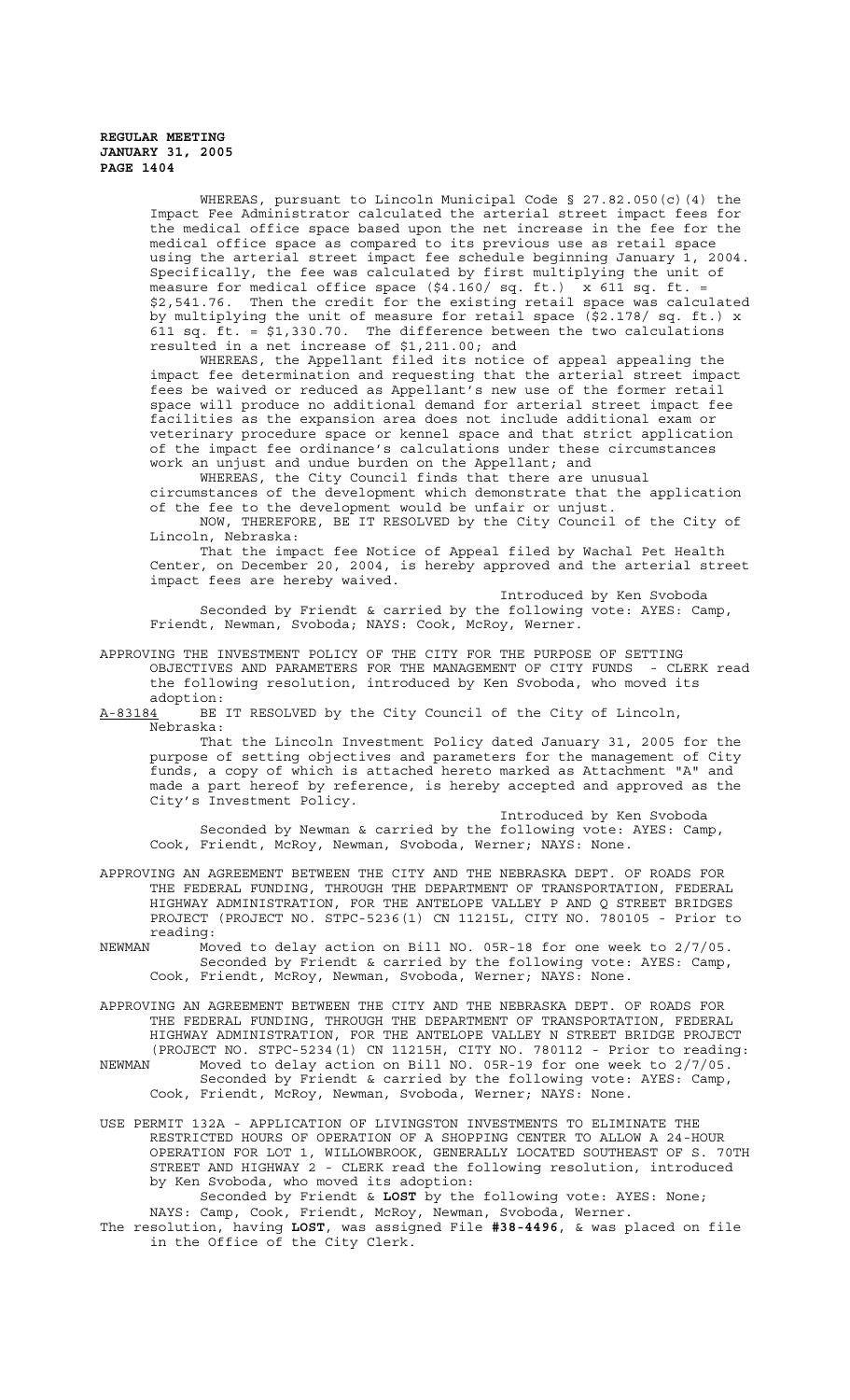WHEREAS, pursuant to Lincoln Municipal Code § 27.82.050(c)(4) the Impact Fee Administrator calculated the arterial street impact fees for the medical office space based upon the net increase in the fee for the medical office space as compared to its previous use as retail space using the arterial street impact fee schedule beginning January 1, 2004. Specifically, the fee was calculated by first multiplying the unit of measure for medical office space ($4.160/ sq. ft.) x 611 sq. ft. = $2,541.76. Then the credit for the existing retail space was calculated by multiplying the unit of measure for retail space ($2.178/ sq. ft.) x 611 sq. ft. = $1,330.70. The difference between the two calculations resulted in a net increase of $1,211.00; and

WHEREAS, the Appellant filed its notice of appeal appealing the impact fee determination and requesting that the arterial street impact fees be waived or reduced as Appellant's new use of the former retail space will produce no additional demand for arterial street impact fee facilities as the expansion area does not include additional exam or veterinary procedure space or kennel space and that strict application of the impact fee ordinance's calculations under these circumstances work an unjust and undue burden on the Appellant; and

WHEREAS, the City Council finds that there are unusual circumstances of the development which demonstrate that the application of the fee to the development would be unfair or unjust.

NOW, THEREFORE, BE IT RESOLVED by the City Council of the City of Lincoln, Nebraska:

That the impact fee Notice of Appeal filed by Wachal Pet Health Center, on December 20, 2004, is hereby approved and the arterial street impact fees are hereby waived.

Introduced by Ken Svoboda

Seconded by Friendt & carried by the following vote: AYES: Camp, Friendt, Newman, Svoboda; NAYS: Cook, McRoy, Werner.

APPROVING THE INVESTMENT POLICY OF THE CITY FOR THE PURPOSE OF SETTING OBJECTIVES AND PARAMETERS FOR THE MANAGEMENT OF CITY FUNDS - CLERK read the following resolution, introduced by Ken Svoboda, who moved its adoption:

A-83184 BE IT RESOLVED by the City Council of the City of Lincoln, Nebraska:

That the Lincoln Investment Policy dated January 31, 2005 for the purpose of setting objectives and parameters for the management of City funds, a copy of which is attached hereto marked as Attachment "A" and made a part hereof by reference, is hereby accepted and approved as the City's Investment Policy.

Introduced by Ken Svoboda

Seconded by Newman & carried by the following vote: AYES: Camp, Cook, Friendt, McRoy, Newman, Svoboda, Werner; NAYS: None.

APPROVING AN AGREEMENT BETWEEN THE CITY AND THE NEBRASKA DEPT. OF ROADS FOR THE FEDERAL FUNDING, THROUGH THE DEPARTMENT OF TRANSPORTATION, FEDERAL HIGHWAY ADMINISTRATION, FOR THE ANTELOPE VALLEY P AND Q STREET BRIDGES PROJECT (PROJECT NO. STPC-5236(1) CN 11215L, CITY NO. 780105 - Prior to reading:

NEWMAN Moved to delay action on Bill NO. 05R-18 for one week to 2/7/05.

Seconded by Friendt & carried by the following vote: AYES: Camp, Cook, Friendt, McRoy, Newman, Svoboda, Werner; NAYS: None.

APPROVING AN AGREEMENT BETWEEN THE CITY AND THE NEBRASKA DEPT. OF ROADS FOR THE FEDERAL FUNDING, THROUGH THE DEPARTMENT OF TRANSPORTATION, FEDERAL HIGHWAY ADMINISTRATION, FOR THE ANTELOPE VALLEY N STREET BRIDGE PROJECT (PROJECT NO. STPC-5234(1) CN 11215H, CITY NO. 780112 - Prior to reading:

NEWMAN Moved to delay action on Bill NO. 05R-19 for one week to 2/7/05.

Seconded by Friendt & carried by the following vote: AYES: Camp, Cook, Friendt, McRoy, Newman, Svoboda, Werner; NAYS: None.

USE PERMIT 132A - APPLICATION OF LIVINGSTON INVESTMENTS TO ELIMINATE THE RESTRICTED HOURS OF OPERATION OF A SHOPPING CENTER TO ALLOW A 24-HOUR OPERATION FOR LOT 1, WILLOWBROOK, GENERALLY LOCATED SOUTHEAST OF S. 70TH STREET AND HIGHWAY 2 - CLERK read the following resolution, introduced by Ken Svoboda, who moved its adoption:

Seconded by Friendt & **LOST** by the following vote: AYES: None; NAYS: Camp, Cook, Friendt, McRoy, Newman, Svoboda, Werner.

The resolution, having **LOST**, was assigned File **#38-4496**, & was placed on file in the Office of the City Clerk.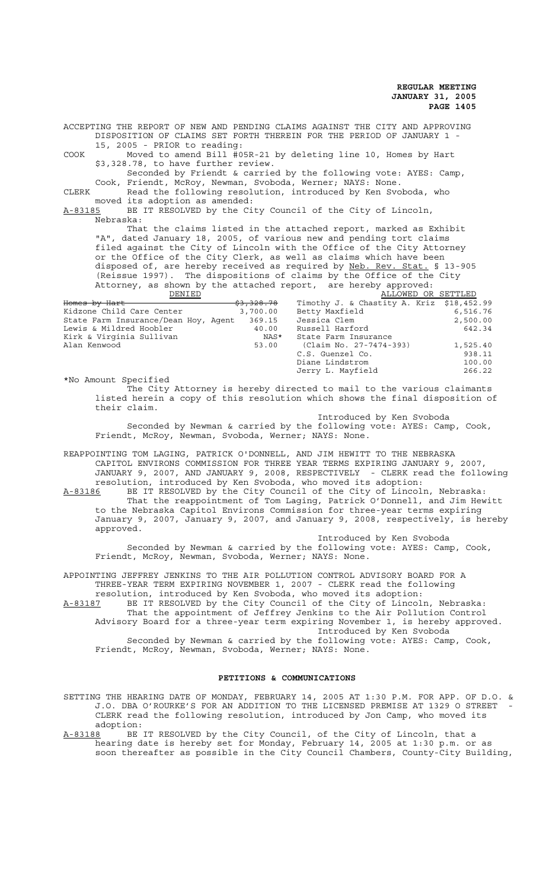ACCEPTING THE REPORT OF NEW AND PENDING CLAIMS AGAINST THE CITY AND APPROVING DISPOSITION OF CLAIMS SET FORTH THEREIN FOR THE PERIOD OF JANUARY 1 - 15, 2005 - PRIOR to reading:

COOK Moved to amend Bill #05R-21 by deleting line 10, Homes by Hart $3,328.78, to have further review.

Seconded by Friendt & carried by the following vote: AYES: Camp, Cook, Friendt, McRoy, Newman, Svoboda, Werner; NAYS: None.

CLERK Read the following resolution, introduced by Ken Svoboda, who moved its adoption as amended:

A-83185 BE IT RESOLVED by the City Council of the City of Lincoln, Nebraska:

That the claims listed in the attached report, marked as Exhibit "A", dated January 18, 2005, of various new and pending tort claims filed against the City of Lincoln with the Office of the City Attorney or the Office of the City Clerk, as well as claims which have been disposed of, are hereby received as required by Neb. Rev. Stat. § 13-905 (Reissue 1997). The dispositions of claims by the Office of the City Attorney, as shown by the attached report, are hereby approved:

| DENIED | | ALLOWED OR SETTLED | |
|---|---|---|---|
| ~~Homes by Hart~~ | ~~$3,328.78~~ | Timothy J. & Chastity A. Kriz | $18,452.99 |
| Kidzone Child Care Center | 3,700.00 | Betty Maxfield | 6,516.76 |
| State Farm Insurance/Dean Hoy, Agent | 369.15 | Jessica Clem | 2,500.00 |
| Lewis & Mildred Hoobler | 40.00 | Russell Harford | 642.34 |
| Kirk & Virginia Sullivan | NAS* | State Farm Insurance | |
| Alan Kenwood | 53.00 | (Claim No. 27-7474-393) | 1,525.40 |
| | | C.S. Guenzel Co. | 938.11 |
| | | Diane Lindstrom | 100.00 |
| | | Jerry L. Mayfield | 266.22 |

*No Amount Specified

The City Attorney is hereby directed to mail to the various claimants listed herein a copy of this resolution which shows the final disposition of their claim.

Introduced by Ken Svoboda

Seconded by Newman & carried by the following vote: AYES: Camp, Cook, Friendt, McRoy, Newman, Svoboda, Werner; NAYS: None.

REAPPOINTING TOM LAGING, PATRICK O'DONNELL, AND JIM HEWITT TO THE NEBRASKA CAPITOL ENVIRONS COMMISSION FOR THREE YEAR TERMS EXPIRING JANUARY 9, 2007, JANUARY 9, 2007, AND JANUARY 9, 2008, RESPECTIVELY - CLERK read the following resolution, introduced by Ken Svoboda, who moved its adoption:

A-83186 BE IT RESOLVED by the City Council of the City of Lincoln, Nebraska:

That the reappointment of Tom Laging, Patrick O'Donnell, and Jim Hewitt to the Nebraska Capitol Environs Commission for three-year terms expiring January 9, 2007, January 9, 2007, and January 9, 2008, respectively, is hereby approved.

Introduced by Ken Svoboda

Seconded by Newman & carried by the following vote: AYES: Camp, Cook, Friendt, McRoy, Newman, Svoboda, Werner; NAYS: None.

APPOINTING JEFFREY JENKINS TO THE AIR POLLUTION CONTROL ADVISORY BOARD FOR A THREE-YEAR TERM EXPIRING NOVEMBER 1, 2007 - CLERK read the following resolution, introduced by Ken Svoboda, who moved its adoption:

A-83187 BE IT RESOLVED by the City Council of the City of Lincoln, Nebraska:

That the appointment of Jeffrey Jenkins to the Air Pollution Control Advisory Board for a three-year term expiring November 1, is hereby approved.

Introduced by Ken Svoboda

Seconded by Newman & carried by the following vote: AYES: Camp, Cook, Friendt, McRoy, Newman, Svoboda, Werner; NAYS: None.

## PETITIONS & COMMUNICATIONS

SETTING THE HEARING DATE OF MONDAY, FEBRUARY 14, 2005 AT 1:30 P.M. FOR APP. OF D.O. & J.O. DBA O'ROURKE'S FOR AN ADDITION TO THE LICENSED PREMISE AT 1329 O STREET - CLERK read the following resolution, introduced by Jon Camp, who moved its adoption:

A-83188 BE IT RESOLVED by the City Council, of the City of Lincoln, that a hearing date is hereby set for Monday, February 14, 2005 at 1:30 p.m. or as soon thereafter as possible in the City Council Chambers, County-City Building,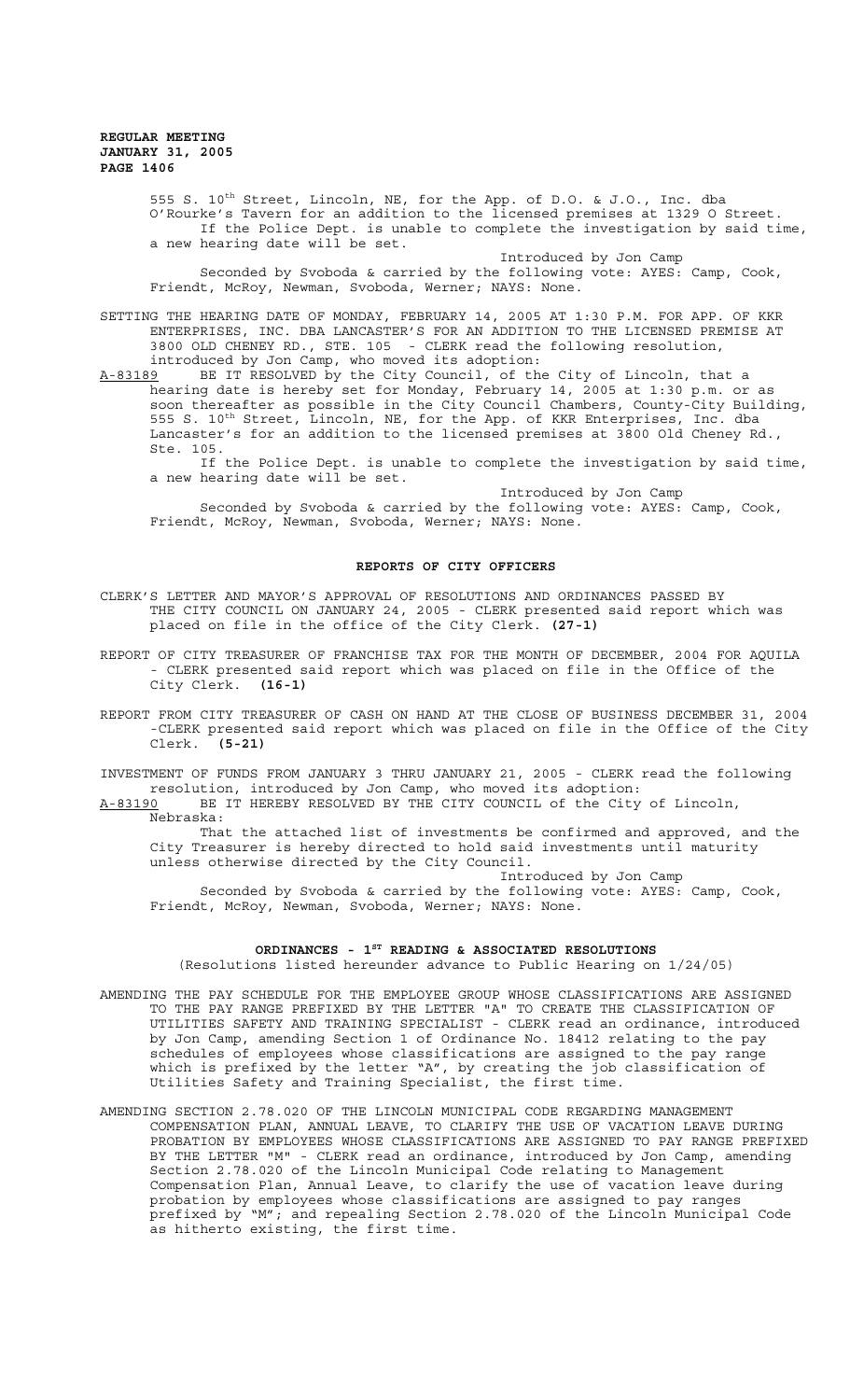555 S. 10th Street, Lincoln, NE, for the App. of D.O. & J.O., Inc. dba O'Rourke's Tavern for an addition to the licensed premises at 1329 O Street.

If the Police Dept. is unable to complete the investigation by said time, a new hearing date will be set.

Introduced by Jon Camp

Seconded by Svoboda & carried by the following vote: AYES: Camp, Cook, Friendt, McRoy, Newman, Svoboda, Werner; NAYS: None.

SETTING THE HEARING DATE OF MONDAY, FEBRUARY 14, 2005 AT 1:30 P.M. FOR APP. OF KKR ENTERPRISES, INC. DBA LANCASTER'S FOR AN ADDITION TO THE LICENSED PREMISE AT 3800 OLD CHENEY RD., STE. 105 - CLERK read the following resolution, introduced by Jon Camp, who moved its adoption:

A-83189 BE IT RESOLVED by the City Council, of the City of Lincoln, that a hearing date is hereby set for Monday, February 14, 2005 at 1:30 p.m. or as soon thereafter as possible in the City Council Chambers, County-City Building, 555 S. 10th Street, Lincoln, NE, for the App. of KKR Enterprises, Inc. dba Lancaster's for an addition to the licensed premises at 3800 Old Cheney Rd., Ste. 105.

If the Police Dept. is unable to complete the investigation by said time, a new hearing date will be set.

Introduced by Jon Camp

Seconded by Svoboda & carried by the following vote: AYES: Camp, Cook, Friendt, McRoy, Newman, Svoboda, Werner; NAYS: None.

## REPORTS OF CITY OFFICERS

CLERK'S LETTER AND MAYOR'S APPROVAL OF RESOLUTIONS AND ORDINANCES PASSED BY THE CITY COUNCIL ON JANUARY 24, 2005 - CLERK presented said report which was placed on file in the office of the City Clerk. **(27-1)**

REPORT OF CITY TREASURER OF FRANCHISE TAX FOR THE MONTH OF DECEMBER, 2004 FOR AQUILA - CLERK presented said report which was placed on file in the Office of the City Clerk. **(16-1)**

REPORT FROM CITY TREASURER OF CASH ON HAND AT THE CLOSE OF BUSINESS DECEMBER 31, 2004 -CLERK presented said report which was placed on file in the Office of the City Clerk. **(5-21)**

INVESTMENT OF FUNDS FROM JANUARY 3 THRU JANUARY 21, 2005 - CLERK read the following resolution, introduced by Jon Camp, who moved its adoption:

A-83190 BE IT HEREBY RESOLVED BY THE CITY COUNCIL of the City of Lincoln, Nebraska:

That the attached list of investments be confirmed and approved, and the City Treasurer is hereby directed to hold said investments until maturity unless otherwise directed by the City Council.

Introduced by Jon Camp

Seconded by Svoboda & carried by the following vote: AYES: Camp, Cook, Friendt, McRoy, Newman, Svoboda, Werner; NAYS: None.

## ORDINANCES - 1ST READING & ASSOCIATED RESOLUTIONS

(Resolutions listed hereunder advance to Public Hearing on 1/24/05)

AMENDING THE PAY SCHEDULE FOR THE EMPLOYEE GROUP WHOSE CLASSIFICATIONS ARE ASSIGNED TO THE PAY RANGE PREFIXED BY THE LETTER "A" TO CREATE THE CLASSIFICATION OF UTILITIES SAFETY AND TRAINING SPECIALIST - CLERK read an ordinance, introduced by Jon Camp, amending Section 1 of Ordinance No. 18412 relating to the pay schedules of employees whose classifications are assigned to the pay range which is prefixed by the letter "A", by creating the job classification of Utilities Safety and Training Specialist, the first time.

AMENDING SECTION 2.78.020 OF THE LINCOLN MUNICIPAL CODE REGARDING MANAGEMENT COMPENSATION PLAN, ANNUAL LEAVE, TO CLARIFY THE USE OF VACATION LEAVE DURING PROBATION BY EMPLOYEES WHOSE CLASSIFICATIONS ARE ASSIGNED TO PAY RANGE PREFIXED BY THE LETTER "M" - CLERK read an ordinance, introduced by Jon Camp, amending Section 2.78.020 of the Lincoln Municipal Code relating to Management Compensation Plan, Annual Leave, to clarify the use of vacation leave during probation by employees whose classifications are assigned to pay ranges prefixed by "M"; and repealing Section 2.78.020 of the Lincoln Municipal Code as hitherto existing, the first time.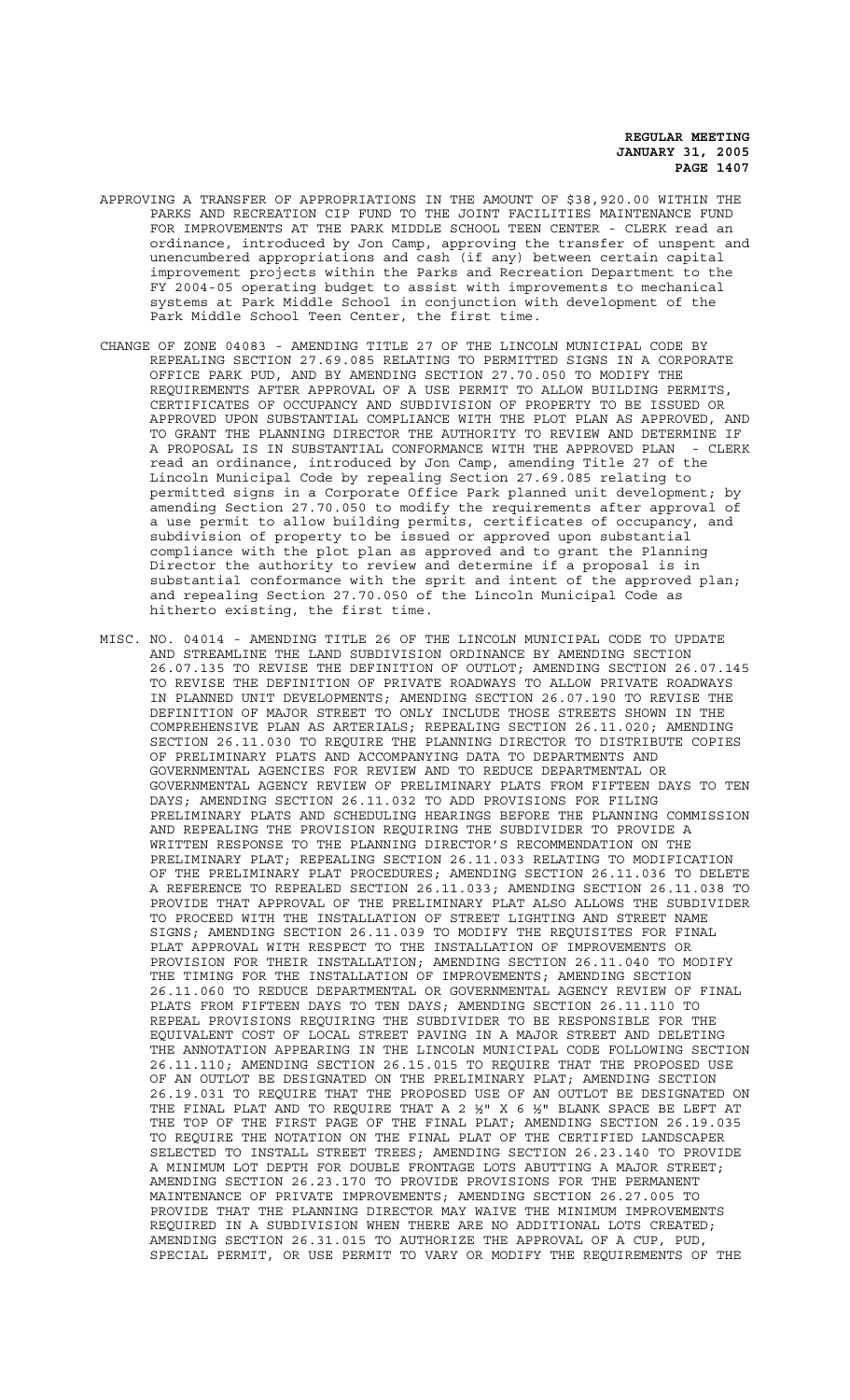APPROVING A TRANSFER OF APPROPRIATIONS IN THE AMOUNT OF $38,920.00 WITHIN THE PARKS AND RECREATION CIP FUND TO THE JOINT FACILITIES MAINTENANCE FUND FOR IMPROVEMENTS AT THE PARK MIDDLE SCHOOL TEEN CENTER - CLERK read an ordinance, introduced by Jon Camp, approving the transfer of unspent and unencumbered appropriations and cash (if any) between certain capital improvement projects within the Parks and Recreation Department to the FY 2004-05 operating budget to assist with improvements to mechanical systems at Park Middle School in conjunction with development of the Park Middle School Teen Center, the first time.

CHANGE OF ZONE 04083 - AMENDING TITLE 27 OF THE LINCOLN MUNICIPAL CODE BY REPEALING SECTION 27.69.085 RELATING TO PERMITTED SIGNS IN A CORPORATE OFFICE PARK PUD, AND BY AMENDING SECTION 27.70.050 TO MODIFY THE REQUIREMENTS AFTER APPROVAL OF A USE PERMIT TO ALLOW BUILDING PERMITS, CERTIFICATES OF OCCUPANCY AND SUBDIVISION OF PROPERTY TO BE ISSUED OR APPROVED UPON SUBSTANTIAL COMPLIANCE WITH THE PLOT PLAN AS APPROVED, AND TO GRANT THE PLANNING DIRECTOR THE AUTHORITY TO REVIEW AND DETERMINE IF A PROPOSAL IS IN SUBSTANTIAL CONFORMANCE WITH THE APPROVED PLAN - CLERK read an ordinance, introduced by Jon Camp, amending Title 27 of the Lincoln Municipal Code by repealing Section 27.69.085 relating to permitted signs in a Corporate Office Park planned unit development; by amending Section 27.70.050 to modify the requirements after approval of a use permit to allow building permits, certificates of occupancy, and subdivision of property to be issued or approved upon substantial compliance with the plot plan as approved and to grant the Planning Director the authority to review and determine if a proposal is in substantial conformance with the sprit and intent of the approved plan; and repealing Section 27.70.050 of the Lincoln Municipal Code as hitherto existing, the first time.

MISC. NO. 04014 - AMENDING TITLE 26 OF THE LINCOLN MUNICIPAL CODE TO UPDATE AND STREAMLINE THE LAND SUBDIVISION ORDINANCE BY AMENDING SECTION 26.07.135 TO REVISE THE DEFINITION OF OUTLOT; AMENDING SECTION 26.07.145 TO REVISE THE DEFINITION OF PRIVATE ROADWAYS TO ALLOW PRIVATE ROADWAYS IN PLANNED UNIT DEVELOPMENTS; AMENDING SECTION 26.07.190 TO REVISE THE DEFINITION OF MAJOR STREET TO ONLY INCLUDE THOSE STREETS SHOWN IN THE COMPREHENSIVE PLAN AS ARTERIALS; REPEALING SECTION 26.11.020; AMENDING SECTION 26.11.030 TO REQUIRE THE PLANNING DIRECTOR TO DISTRIBUTE COPIES OF PRELIMINARY PLATS AND ACCOMPANYING DATA TO DEPARTMENTS AND GOVERNMENTAL AGENCIES FOR REVIEW AND TO REDUCE DEPARTMENTAL OR GOVERNMENTAL AGENCY REVIEW OF PRELIMINARY PLATS FROM FIFTEEN DAYS TO TEN DAYS; AMENDING SECTION 26.11.032 TO ADD PROVISIONS FOR FILING PRELIMINARY PLATS AND SCHEDULING HEARINGS BEFORE THE PLANNING COMMISSION AND REPEALING THE PROVISION REQUIRING THE SUBDIVIDER TO PROVIDE A WRITTEN RESPONSE TO THE PLANNING DIRECTOR'S RECOMMENDATION ON THE PRELIMINARY PLAT; REPEALING SECTION 26.11.033 RELATING TO MODIFICATION OF THE PRELIMINARY PLAT PROCEDURES; AMENDING SECTION 26.11.036 TO DELETE A REFERENCE TO REPEALED SECTION 26.11.033; AMENDING SECTION 26.11.038 TO PROVIDE THAT APPROVAL OF THE PRELIMINARY PLAT ALSO ALLOWS THE SUBDIVIDER TO PROCEED WITH THE INSTALLATION OF STREET LIGHTING AND STREET NAME SIGNS; AMENDING SECTION 26.11.039 TO MODIFY THE REQUISITES FOR FINAL PLAT APPROVAL WITH RESPECT TO THE INSTALLATION OF IMPROVEMENTS OR PROVISION FOR THEIR INSTALLATION; AMENDING SECTION 26.11.040 TO MODIFY THE TIMING FOR THE INSTALLATION OF IMPROVEMENTS; AMENDING SECTION 26.11.060 TO REDUCE DEPARTMENTAL OR GOVERNMENTAL AGENCY REVIEW OF FINAL PLATS FROM FIFTEEN DAYS TO TEN DAYS; AMENDING SECTION 26.11.110 TO REPEAL PROVISIONS REQUIRING THE SUBDIVIDER TO BE RESPONSIBLE FOR THE EQUIVALENT COST OF LOCAL STREET PAVING IN A MAJOR STREET AND DELETING THE ANNOTATION APPEARING IN THE LINCOLN MUNICIPAL CODE FOLLOWING SECTION 26.11.110; AMENDING SECTION 26.15.015 TO REQUIRE THAT THE PROPOSED USE OF AN OUTLOT BE DESIGNATED ON THE PRELIMINARY PLAT; AMENDING SECTION 26.19.031 TO REQUIRE THAT THE PROPOSED USE OF AN OUTLOT BE DESIGNATED ON THE FINAL PLAT AND TO REQUIRE THAT A 2 ½" X 6 ½" BLANK SPACE BE LEFT AT THE TOP OF THE FIRST PAGE OF THE FINAL PLAT; AMENDING SECTION 26.19.035 TO REQUIRE THE NOTATION ON THE FINAL PLAT OF THE CERTIFIED LANDSCAPER SELECTED TO INSTALL STREET TREES; AMENDING SECTION 26.23.140 TO PROVIDE A MINIMUM LOT DEPTH FOR DOUBLE FRONTAGE LOTS ABUTTING A MAJOR STREET; AMENDING SECTION 26.23.170 TO PROVIDE PROVISIONS FOR THE PERMANENT MAINTENANCE OF PRIVATE IMPROVEMENTS; AMENDING SECTION 26.27.005 TO PROVIDE THAT THE PLANNING DIRECTOR MAY WAIVE THE MINIMUM IMPROVEMENTS REQUIRED IN A SUBDIVISION WHEN THERE ARE NO ADDITIONAL LOTS CREATED; AMENDING SECTION 26.31.015 TO AUTHORIZE THE APPROVAL OF A CUP, PUD, SPECIAL PERMIT, OR USE PERMIT TO VARY OR MODIFY THE REQUIREMENTS OF THE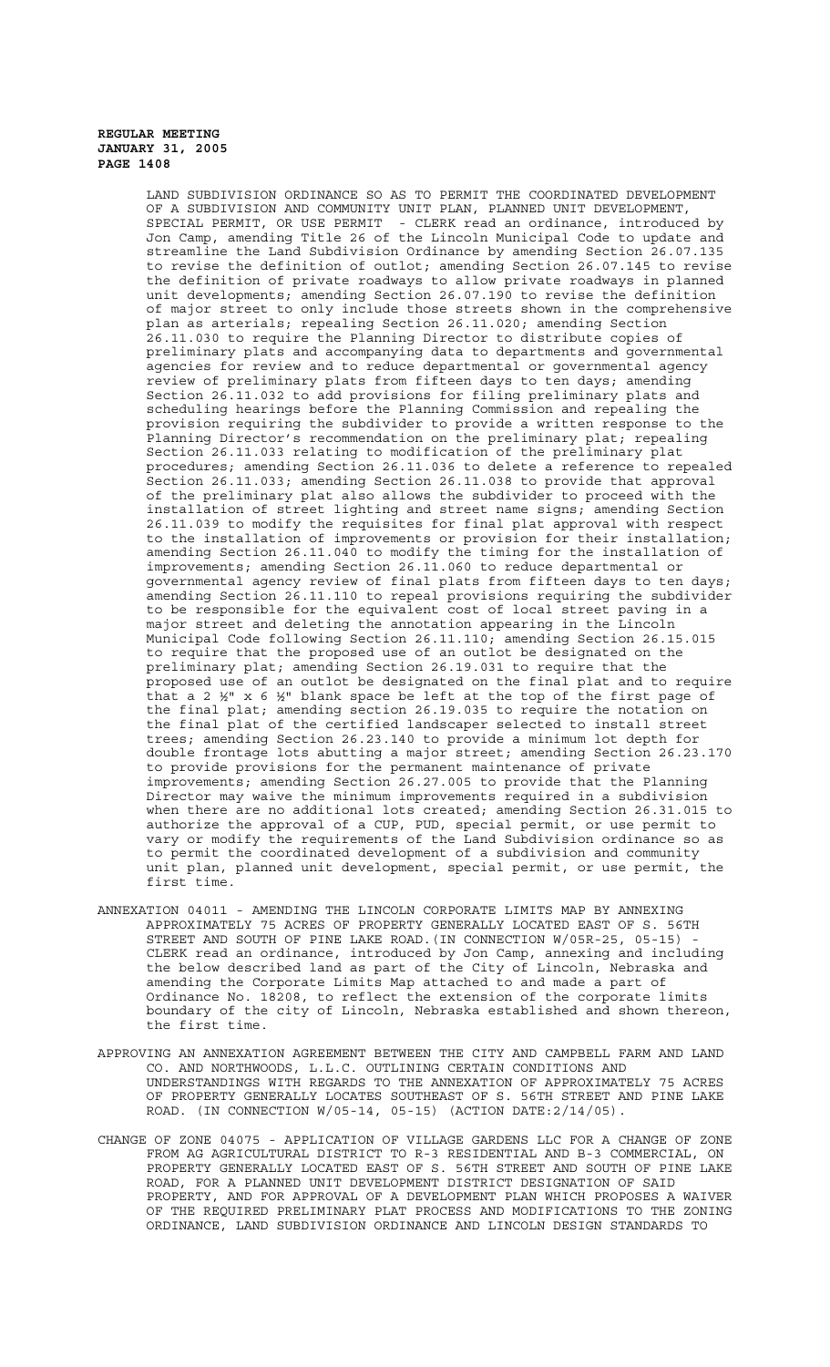LAND SUBDIVISION ORDINANCE SO AS TO PERMIT THE COORDINATED DEVELOPMENT OF A SUBDIVISION AND COMMUNITY UNIT PLAN, PLANNED UNIT DEVELOPMENT, SPECIAL PERMIT, OR USE PERMIT - CLERK read an ordinance, introduced by Jon Camp, amending Title 26 of the Lincoln Municipal Code to update and streamline the Land Subdivision Ordinance by amending Section 26.07.135 to revise the definition of outlot; amending Section 26.07.145 to revise the definition of private roadways to allow private roadways in planned unit developments; amending Section 26.07.190 to revise the definition of major street to only include those streets shown in the comprehensive plan as arterials; repealing Section 26.11.020; amending Section 26.11.030 to require the Planning Director to distribute copies of preliminary plats and accompanying data to departments and governmental agencies for review and to reduce departmental or governmental agency review of preliminary plats from fifteen days to ten days; amending Section 26.11.032 to add provisions for filing preliminary plats and scheduling hearings before the Planning Commission and repealing the provision requiring the subdivider to provide a written response to the Planning Director's recommendation on the preliminary plat; repealing Section 26.11.033 relating to modification of the preliminary plat procedures; amending Section 26.11.036 to delete a reference to repealed Section 26.11.033; amending Section 26.11.038 to provide that approval of the preliminary plat also allows the subdivider to proceed with the installation of street lighting and street name signs; amending Section 26.11.039 to modify the requisites for final plat approval with respect to the installation of improvements or provision for their installation; amending Section 26.11.040 to modify the timing for the installation of improvements; amending Section 26.11.060 to reduce departmental or governmental agency review of final plats from fifteen days to ten days; amending Section 26.11.110 to repeal provisions requiring the subdivider to be responsible for the equivalent cost of local street paving in a major street and deleting the annotation appearing in the Lincoln Municipal Code following Section 26.11.110; amending Section 26.15.015 to require that the proposed use of an outlot be designated on the preliminary plat; amending Section 26.19.031 to require that the proposed use of an outlot be designated on the final plat and to require that a 2 ½" x 6 ½" blank space be left at the top of the first page of the final plat; amending section 26.19.035 to require the notation on the final plat of the certified landscaper selected to install street trees; amending Section 26.23.140 to provide a minimum lot depth for double frontage lots abutting a major street; amending Section 26.23.170 to provide provisions for the permanent maintenance of private improvements; amending Section 26.27.005 to provide that the Planning Director may waive the minimum improvements required in a subdivision when there are no additional lots created; amending Section 26.31.015 to authorize the approval of a CUP, PUD, special permit, or use permit to vary or modify the requirements of the Land Subdivision ordinance so as to permit the coordinated development of a subdivision and community unit plan, planned unit development, special permit, or use permit, the first time.

ANNEXATION 04011 - AMENDING THE LINCOLN CORPORATE LIMITS MAP BY ANNEXING APPROXIMATELY 75 ACRES OF PROPERTY GENERALLY LOCATED EAST OF S. 56TH STREET AND SOUTH OF PINE LAKE ROAD.(IN CONNECTION W/05R-25, 05-15) - CLERK read an ordinance, introduced by Jon Camp, annexing and including the below described land as part of the City of Lincoln, Nebraska and amending the Corporate Limits Map attached to and made a part of Ordinance No. 18208, to reflect the extension of the corporate limits boundary of the city of Lincoln, Nebraska established and shown thereon, the first time.

APPROVING AN ANNEXATION AGREEMENT BETWEEN THE CITY AND CAMPBELL FARM AND LAND CO. AND NORTHWOODS, L.L.C. OUTLINING CERTAIN CONDITIONS AND UNDERSTANDINGS WITH REGARDS TO THE ANNEXATION OF APPROXIMATELY 75 ACRES OF PROPERTY GENERALLY LOCATES SOUTHEAST OF S. 56TH STREET AND PINE LAKE ROAD. (IN CONNECTION W/05-14, 05-15) (ACTION DATE:2/14/05).

CHANGE OF ZONE 04075 - APPLICATION OF VILLAGE GARDENS LLC FOR A CHANGE OF ZONE FROM AG AGRICULTURAL DISTRICT TO R-3 RESIDENTIAL AND B-3 COMMERCIAL, ON PROPERTY GENERALLY LOCATED EAST OF S. 56TH STREET AND SOUTH OF PINE LAKE ROAD, FOR A PLANNED UNIT DEVELOPMENT DISTRICT DESIGNATION OF SAID PROPERTY, AND FOR APPROVAL OF A DEVELOPMENT PLAN WHICH PROPOSES A WAIVER OF THE REQUIRED PRELIMINARY PLAT PROCESS AND MODIFICATIONS TO THE ZONING ORDINANCE, LAND SUBDIVISION ORDINANCE AND LINCOLN DESIGN STANDARDS TO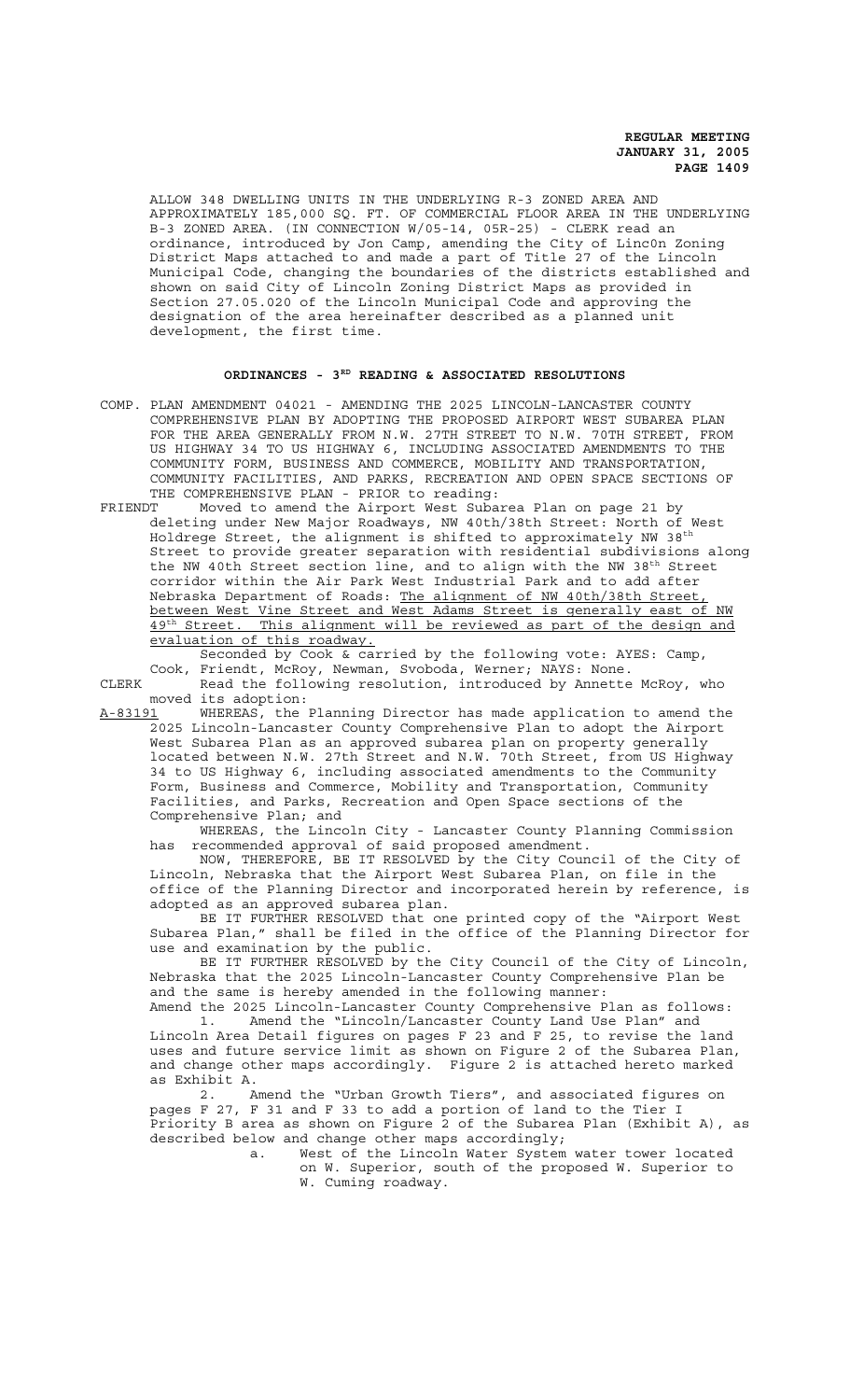ALLOW 348 DWELLING UNITS IN THE UNDERLYING R-3 ZONED AREA AND APPROXIMATELY 185,000 SQ. FT. OF COMMERCIAL FLOOR AREA IN THE UNDERLYING B-3 ZONED AREA. (IN CONNECTION W/05-14, 05R-25) - CLERK read an ordinance, introduced by Jon Camp, amending the City of Linc0n Zoning District Maps attached to and made a part of Title 27 of the Lincoln Municipal Code, changing the boundaries of the districts established and shown on said City of Lincoln Zoning District Maps as provided in Section 27.05.020 of the Lincoln Municipal Code and approving the designation of the area hereinafter described as a planned unit development, the first time.

## ORDINANCES - 3RD READING & ASSOCIATED RESOLUTIONS

COMP. PLAN AMENDMENT 04021 - AMENDING THE 2025 LINCOLN-LANCASTER COUNTY COMPREHENSIVE PLAN BY ADOPTING THE PROPOSED AIRPORT WEST SUBAREA PLAN FOR THE AREA GENERALLY FROM N.W. 27TH STREET TO N.W. 70TH STREET, FROM US HIGHWAY 34 TO US HIGHWAY 6, INCLUDING ASSOCIATED AMENDMENTS TO THE COMMUNITY FORM, BUSINESS AND COMMERCE, MOBILITY AND TRANSPORTATION, COMMUNITY FACILITIES, AND PARKS, RECREATION AND OPEN SPACE SECTIONS OF THE COMPREHENSIVE PLAN - PRIOR to reading:

FRIENDT Moved to amend the Airport West Subarea Plan on page 21 by deleting under New Major Roadways, NW 40th/38th Street: North of West Holdrege Street, the alignment is shifted to approximately NW 38th Street to provide greater separation with residential subdivisions along the NW 40th Street section line, and to align with the NW 38th Street corridor within the Air Park West Industrial Park and to add after Nebraska Department of Roads: The alignment of NW 40th/38th Street, between West Vine Street and West Adams Street is generally east of NW 49th Street. This alignment will be reviewed as part of the design and evaluation of this roadway.

Seconded by Cook & carried by the following vote: AYES: Camp, Cook, Friendt, McRoy, Newman, Svoboda, Werner; NAYS: None.

CLERK Read the following resolution, introduced by Annette McRoy, who moved its adoption:

A-83191 WHEREAS, the Planning Director has made application to amend the 2025 Lincoln-Lancaster County Comprehensive Plan to adopt the Airport West Subarea Plan as an approved subarea plan on property generally located between N.W. 27th Street and N.W. 70th Street, from US Highway 34 to US Highway 6, including associated amendments to the Community Form, Business and Commerce, Mobility and Transportation, Community Facilities, and Parks, Recreation and Open Space sections of the Comprehensive Plan; and

WHEREAS, the Lincoln City - Lancaster County Planning Commission has recommended approval of said proposed amendment.

NOW, THEREFORE, BE IT RESOLVED by the City Council of the City of Lincoln, Nebraska that the Airport West Subarea Plan, on file in the office of the Planning Director and incorporated herein by reference, is adopted as an approved subarea plan.

BE IT FURTHER RESOLVED that one printed copy of the "Airport West Subarea Plan," shall be filed in the office of the Planning Director for use and examination by the public.

BE IT FURTHER RESOLVED by the City Council of the City of Lincoln, Nebraska that the 2025 Lincoln-Lancaster County Comprehensive Plan be and the same is hereby amended in the following manner:

Amend the 2025 Lincoln-Lancaster County Comprehensive Plan as follows:

1. Amend the "Lincoln/Lancaster County Land Use Plan" and Lincoln Area Detail figures on pages F 23 and F 25, to revise the land uses and future service limit as shown on Figure 2 of the Subarea Plan, and change other maps accordingly. Figure 2 is attached hereto marked as Exhibit A.

2. Amend the "Urban Growth Tiers", and associated figures on pages F 27, F 31 and F 33 to add a portion of land to the Tier I Priority B area as shown on Figure 2 of the Subarea Plan (Exhibit A), as described below and change other maps accordingly;

   a. West of the Lincoln Water System water tower located on W. Superior, south of the proposed W. Superior to W. Cuming roadway.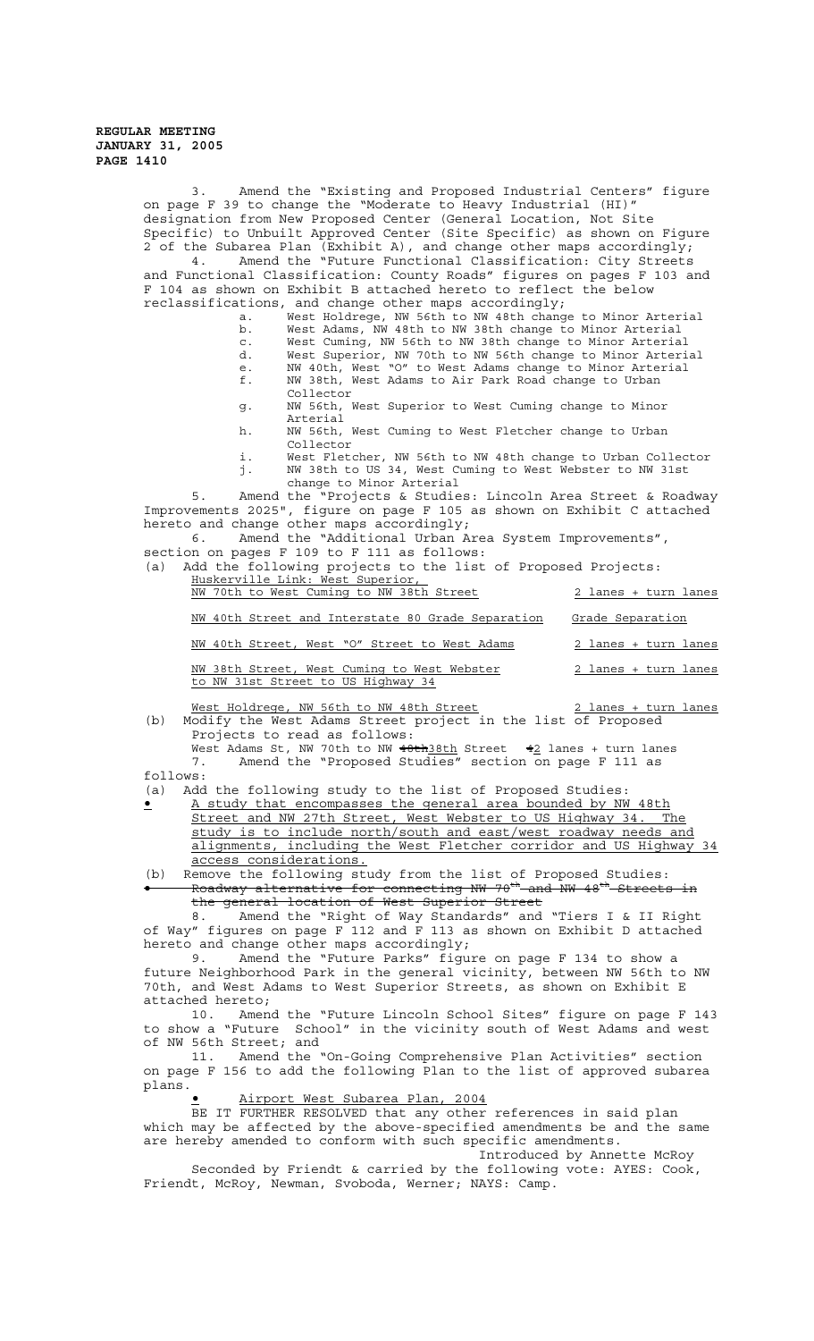3. Amend the "Existing and Proposed Industrial Centers" figure on page F 39 to change the "Moderate to Heavy Industrial (HI)" designation from New Proposed Center (General Location, Not Site Specific) to Unbuilt Approved Center (Site Specific) as shown on Figure 2 of the Subarea Plan (Exhibit A), and change other maps accordingly;

4. Amend the "Future Functional Classification: City Streets and Functional Classification: County Roads" figures on pages F 103 and F 104 as shown on Exhibit B attached hereto to reflect the below reclassifications, and change other maps accordingly;

   a. West Holdrege, NW 56th to NW 48th change to Minor Arterial
   b. West Adams, NW 48th to NW 38th change to Minor Arterial
   c. West Cuming, NW 56th to NW 38th change to Minor Arterial
   d. West Superior, NW 70th to NW 56th change to Minor Arterial
   e. NW 40th, West "O" to West Adams change to Minor Arterial
   f. NW 38th, West Adams to Air Park Road change to Urban Collector
   g. NW 56th, West Superior to West Cuming change to Minor Arterial
   h. NW 56th, West Cuming to West Fletcher change to Urban Collector
   i. West Fletcher, NW 56th to NW 48th change to Urban Collector
   j. NW 38th to US 34, West Cuming to West Webster to NW 31st change to Minor Arterial

5. Amend the "Projects & Studies: Lincoln Area Street & Roadway Improvements 2025", figure on page F 105 as shown on Exhibit C attached hereto and change other maps accordingly;

6. Amend the "Additional Urban Area System Improvements", section on pages F 109 to F 111 as follows:

(a) Add the following projects to the list of Proposed Projects:

| | |
|---|---|
| Huskerville Link: West Superior, NW 70th to West Cuming to NW 38th Street | 2 lanes + turn lanes |
| NW 40th Street and Interstate 80 Grade Separation | Grade Separation |
| NW 40th Street, West "O" Street to West Adams | 2 lanes + turn lanes |
| NW 38th Street, West Cuming to West Webster to NW 31st Street to US Highway 34 | 2 lanes + turn lanes |
| West Holdrege, NW 56th to NW 48th Street | 2 lanes + turn lanes |

(b) Modify the West Adams Street project in the list of Proposed Projects to read as follows:

West Adams St, NW 70th to NW ~~40th~~38th Street ~~4~~2 lanes + turn lanes

7. Amend the "Proposed Studies" section on page F 111 as follows:

(a) Add the following study to the list of Proposed Studies:

- A study that encompasses the general area bounded by NW 48th Street and NW 27th Street, West Webster to US Highway 34. The study is to include north/south and east/west roadway needs and alignments, including the West Fletcher corridor and US Highway 34 access considerations.

(b) Remove the following study from the list of Proposed Studies:

- ~~Roadway alternative for connecting NW 70th and NW 48th Streets in the general location of West Superior Street~~

8. Amend the "Right of Way Standards" and "Tiers I & II Right of Way" figures on page F 112 and F 113 as shown on Exhibit D attached hereto and change other maps accordingly;

9. Amend the "Future Parks" figure on page F 134 to show a future Neighborhood Park in the general vicinity, between NW 56th to NW 70th, and West Adams to West Superior Streets, as shown on Exhibit E attached hereto;

10. Amend the "Future Lincoln School Sites" figure on page F 143 to show a "Future School" in the vicinity south of West Adams and west of NW 56th Street; and

11. Amend the "On-Going Comprehensive Plan Activities" section on page F 156 to add the following Plan to the list of approved subarea plans.

- Airport West Subarea Plan, 2004

BE IT FURTHER RESOLVED that any other references in said plan which may be affected by the above-specified amendments be and the same are hereby amended to conform with such specific amendments.

Introduced by Annette McRoy

Seconded by Friendt & carried by the following vote: AYES: Cook, Friendt, McRoy, Newman, Svoboda, Werner; NAYS: Camp.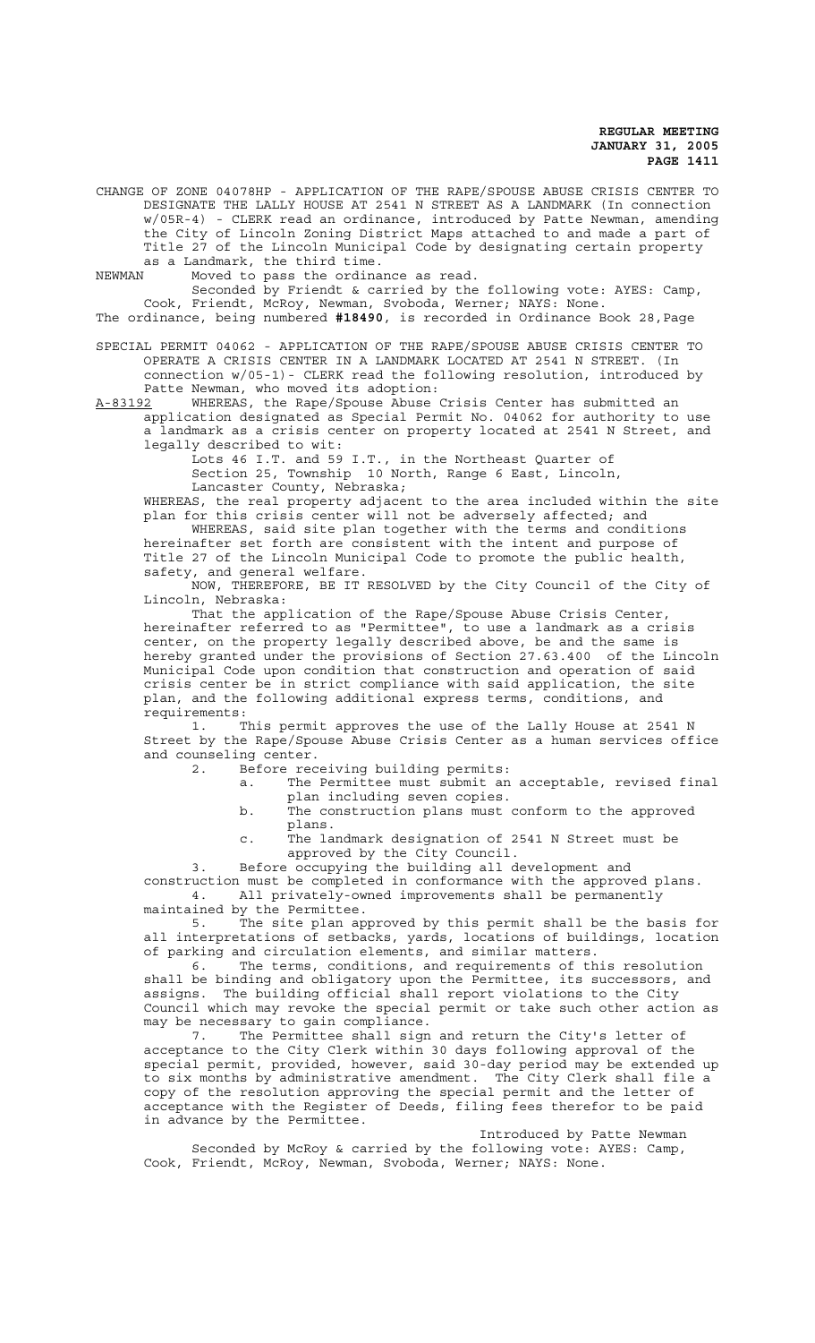CHANGE OF ZONE 04078HP - APPLICATION OF THE RAPE/SPOUSE ABUSE CRISIS CENTER TO DESIGNATE THE LALLY HOUSE AT 2541 N STREET AS A LANDMARK (In connection w/05R-4) - CLERK read an ordinance, introduced by Patte Newman, amending the City of Lincoln Zoning District Maps attached to and made a part of Title 27 of the Lincoln Municipal Code by designating certain property as a Landmark, the third time.

NEWMAN Moved to pass the ordinance as read.

Seconded by Friendt & carried by the following vote: AYES: Camp, Cook, Friendt, McRoy, Newman, Svoboda, Werner; NAYS: None.

The ordinance, being numbered **#18490**, is recorded in Ordinance Book 28,Page

SPECIAL PERMIT 04062 - APPLICATION OF THE RAPE/SPOUSE ABUSE CRISIS CENTER TO OPERATE A CRISIS CENTER IN A LANDMARK LOCATED AT 2541 N STREET. (In connection w/05-1)- CLERK read the following resolution, introduced by Patte Newman, who moved its adoption:

A-83192 WHEREAS, the Rape/Spouse Abuse Crisis Center has submitted an application designated as Special Permit No. 04062 for authority to use a landmark as a crisis center on property located at 2541 N Street, and legally described to wit:

Lots 46 I.T. and 59 I.T., in the Northeast Quarter of Section 25, Township 10 North, Range 6 East, Lincoln, Lancaster County, Nebraska;

WHEREAS, the real property adjacent to the area included within the site plan for this crisis center will not be adversely affected; and

WHEREAS, said site plan together with the terms and conditions hereinafter set forth are consistent with the intent and purpose of Title 27 of the Lincoln Municipal Code to promote the public health, safety, and general welfare.

NOW, THEREFORE, BE IT RESOLVED by the City Council of the City of Lincoln, Nebraska:

That the application of the Rape/Spouse Abuse Crisis Center, hereinafter referred to as "Permittee", to use a landmark as a crisis center, on the property legally described above, be and the same is hereby granted under the provisions of Section 27.63.400 of the Lincoln Municipal Code upon condition that construction and operation of said crisis center be in strict compliance with said application, the site plan, and the following additional express terms, conditions, and requirements:

1. This permit approves the use of the Lally House at 2541 N Street by the Rape/Spouse Abuse Crisis Center as a human services office and counseling center.
2. Before receiving building permits:
   a. The Permittee must submit an acceptable, revised final plan including seven copies.
   b. The construction plans must conform to the approved plans.
   c. The landmark designation of 2541 N Street must be approved by the City Council.
3. Before occupying the building all development and construction must be completed in conformance with the approved plans.
4. All privately-owned improvements shall be permanently maintained by the Permittee.
5. The site plan approved by this permit shall be the basis for all interpretations of setbacks, yards, locations of buildings, location of parking and circulation elements, and similar matters.
6. The terms, conditions, and requirements of this resolution shall be binding and obligatory upon the Permittee, its successors, and assigns. The building official shall report violations to the City Council which may revoke the special permit or take such other action as may be necessary to gain compliance.
7. The Permittee shall sign and return the City's letter of acceptance to the City Clerk within 30 days following approval of the special permit, provided, however, said 30-day period may be extended up to six months by administrative amendment. The City Clerk shall file a copy of the resolution approving the special permit and the letter of acceptance with the Register of Deeds, filing fees therefor to be paid in advance by the Permittee.

Introduced by Patte Newman

Seconded by McRoy & carried by the following vote: AYES: Camp, Cook, Friendt, McRoy, Newman, Svoboda, Werner; NAYS: None.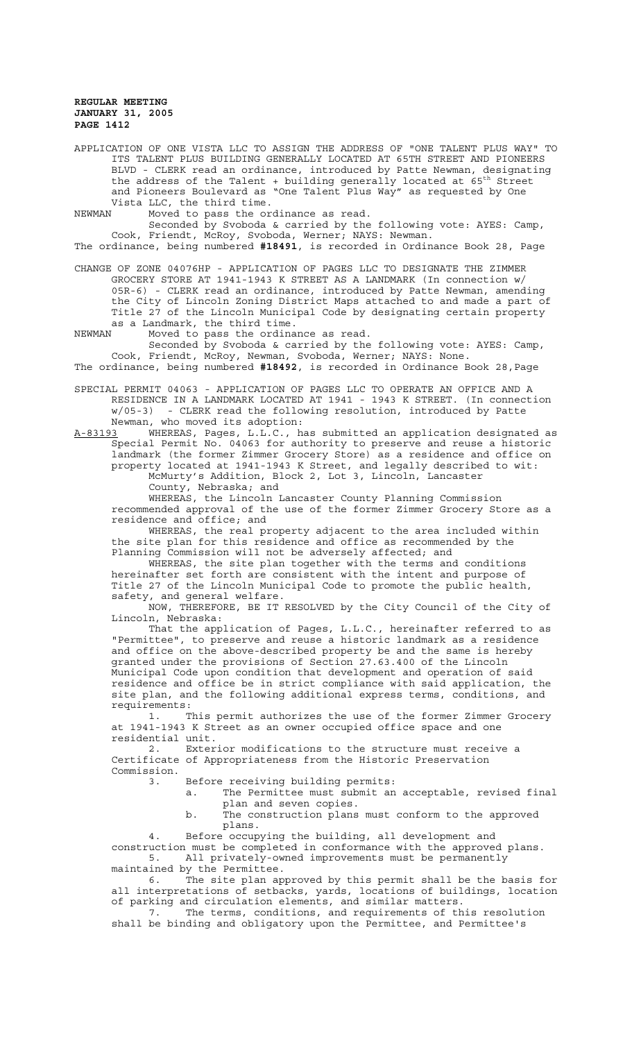APPLICATION OF ONE VISTA LLC TO ASSIGN THE ADDRESS OF "ONE TALENT PLUS WAY" TO ITS TALENT PLUS BUILDING GENERALLY LOCATED AT 65TH STREET AND PIONEERS BLVD - CLERK read an ordinance, introduced by Patte Newman, designating the address of the Talent + building generally located at $65^{th}$ Street and Pioneers Boulevard as "One Talent Plus Way" as requested by One Vista LLC, the third time.

NEWMAN Moved to pass the ordinance as read.

Seconded by Svoboda & carried by the following vote: AYES: Camp, Cook, Friendt, McRoy, Svoboda, Werner; NAYS: Newman.

The ordinance, being numbered **#18491**, is recorded in Ordinance Book 28, Page

CHANGE OF ZONE 04076HP - APPLICATION OF PAGES LLC TO DESIGNATE THE ZIMMER GROCERY STORE AT 1941-1943 K STREET AS A LANDMARK (In connection w/ 05R-6) - CLERK read an ordinance, introduced by Patte Newman, amending the City of Lincoln Zoning District Maps attached to and made a part of Title 27 of the Lincoln Municipal Code by designating certain property as a Landmark, the third time.

NEWMAN Moved to pass the ordinance as read.

Seconded by Svoboda & carried by the following vote: AYES: Camp, Cook, Friendt, McRoy, Newman, Svoboda, Werner; NAYS: None.

The ordinance, being numbered **#18492**, is recorded in Ordinance Book 28,Page

SPECIAL PERMIT 04063 - APPLICATION OF PAGES LLC TO OPERATE AN OFFICE AND A RESIDENCE IN A LANDMARK LOCATED AT 1941 - 1943 K STREET. (In connection w/05-3) - CLERK read the following resolution, introduced by Patte Newman, who moved its adoption:

A-83193 WHEREAS, Pages, L.L.C., has submitted an application designated as Special Permit No. 04063 for authority to preserve and reuse a historic landmark (the former Zimmer Grocery Store) as a residence and office on property located at 1941-1943 K Street, and legally described to wit:

McMurty's Addition, Block 2, Lot 3, Lincoln, Lancaster County, Nebraska; and

WHEREAS, the Lincoln Lancaster County Planning Commission recommended approval of the use of the former Zimmer Grocery Store as a residence and office; and

WHEREAS, the real property adjacent to the area included within the site plan for this residence and office as recommended by the Planning Commission will not be adversely affected; and

WHEREAS, the site plan together with the terms and conditions hereinafter set forth are consistent with the intent and purpose of Title 27 of the Lincoln Municipal Code to promote the public health, safety, and general welfare.

NOW, THEREFORE, BE IT RESOLVED by the City Council of the City of Lincoln, Nebraska:

That the application of Pages, L.L.C., hereinafter referred to as "Permittee", to preserve and reuse a historic landmark as a residence and office on the above-described property be and the same is hereby granted under the provisions of Section 27.63.400 of the Lincoln Municipal Code upon condition that development and operation of said residence and office be in strict compliance with said application, the site plan, and the following additional express terms, conditions, and requirements:

1. This permit authorizes the use of the former Zimmer Grocery at 1941-1943 K Street as an owner occupied office space and one residential unit.
2. Exterior modifications to the structure must receive a Certificate of Appropriateness from the Historic Preservation Commission.
3. Before receiving building permits:
   a. The Permittee must submit an acceptable, revised final plan and seven copies.
   b. The construction plans must conform to the approved plans.
4. Before occupying the building, all development and construction must be completed in conformance with the approved plans.
5. All privately-owned improvements must be permanently maintained by the Permittee.
6. The site plan approved by this permit shall be the basis for all interpretations of setbacks, yards, locations of buildings, location of parking and circulation elements, and similar matters.
7. The terms, conditions, and requirements of this resolution shall be binding and obligatory upon the Permittee, and Permittee's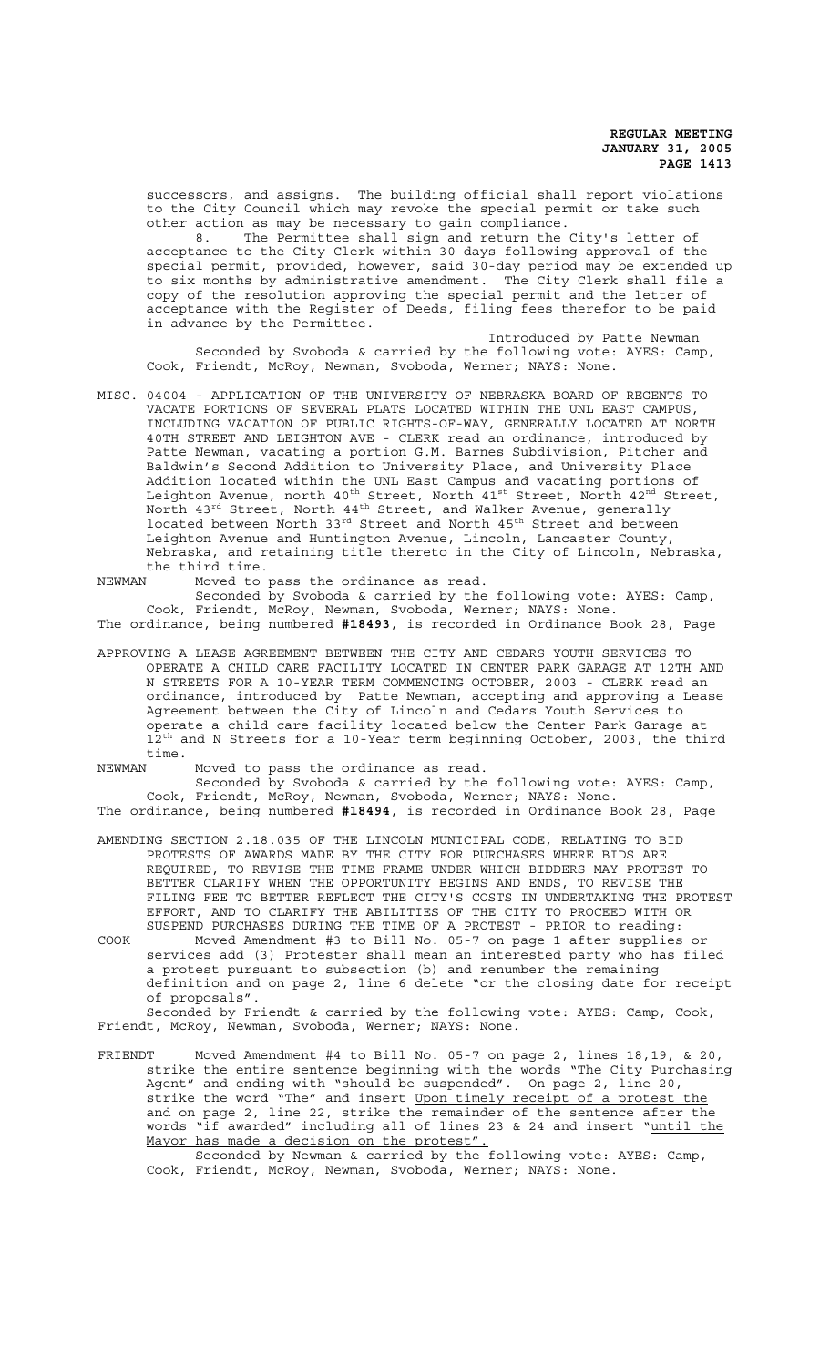successors, and assigns. The building official shall report violations to the City Council which may revoke the special permit or take such other action as may be necessary to gain compliance.

8. The Permittee shall sign and return the City's letter of acceptance to the City Clerk within 30 days following approval of the special permit, provided, however, said 30-day period may be extended up to six months by administrative amendment. The City Clerk shall file a copy of the resolution approving the special permit and the letter of acceptance with the Register of Deeds, filing fees therefor to be paid in advance by the Permittee.

Introduced by Patte Newman

Seconded by Svoboda & carried by the following vote: AYES: Camp, Cook, Friendt, McRoy, Newman, Svoboda, Werner; NAYS: None.

MISC. 04004 - APPLICATION OF THE UNIVERSITY OF NEBRASKA BOARD OF REGENTS TO VACATE PORTIONS OF SEVERAL PLATS LOCATED WITHIN THE UNL EAST CAMPUS, INCLUDING VACATION OF PUBLIC RIGHTS-OF-WAY, GENERALLY LOCATED AT NORTH 40TH STREET AND LEIGHTON AVE - CLERK read an ordinance, introduced by Patte Newman, vacating a portion G.M. Barnes Subdivision, Pitcher and Baldwin's Second Addition to University Place, and University Place Addition located within the UNL East Campus and vacating portions of Leighton Avenue, north 40th Street, North 41st Street, North 42nd Street, North 43rd Street, North 44th Street, and Walker Avenue, generally located between North 33rd Street and North 45th Street and between Leighton Avenue and Huntington Avenue, Lincoln, Lancaster County, Nebraska, and retaining title thereto in the City of Lincoln, Nebraska, the third time.

NEWMAN Moved to pass the ordinance as read.

Seconded by Svoboda & carried by the following vote: AYES: Camp, Cook, Friendt, McRoy, Newman, Svoboda, Werner; NAYS: None.

The ordinance, being numbered **#18493**, is recorded in Ordinance Book 28, Page

APPROVING A LEASE AGREEMENT BETWEEN THE CITY AND CEDARS YOUTH SERVICES TO OPERATE A CHILD CARE FACILITY LOCATED IN CENTER PARK GARAGE AT 12TH AND N STREETS FOR A 10-YEAR TERM COMMENCING OCTOBER, 2003 - CLERK read an ordinance, introduced by Patte Newman, accepting and approving a Lease Agreement between the City of Lincoln and Cedars Youth Services to operate a child care facility located below the Center Park Garage at 12th and N Streets for a 10-Year term beginning October, 2003, the third time.

NEWMAN Moved to pass the ordinance as read.

Seconded by Svoboda & carried by the following vote: AYES: Camp, Cook, Friendt, McRoy, Newman, Svoboda, Werner; NAYS: None.

The ordinance, being numbered **#18494**, is recorded in Ordinance Book 28, Page

AMENDING SECTION 2.18.035 OF THE LINCOLN MUNICIPAL CODE, RELATING TO BID PROTESTS OF AWARDS MADE BY THE CITY FOR PURCHASES WHERE BIDS ARE REQUIRED, TO REVISE THE TIME FRAME UNDER WHICH BIDDERS MAY PROTEST TO BETTER CLARIFY WHEN THE OPPORTUNITY BEGINS AND ENDS, TO REVISE THE FILING FEE TO BETTER REFLECT THE CITY'S COSTS IN UNDERTAKING THE PROTEST EFFORT, AND TO CLARIFY THE ABILITIES OF THE CITY TO PROCEED WITH OR SUSPEND PURCHASES DURING THE TIME OF A PROTEST - PRIOR to reading:

COOK Moved Amendment #3 to Bill No. 05-7 on page 1 after supplies or services add (3) Protester shall mean an interested party who has filed a protest pursuant to subsection (b) and renumber the remaining definition and on page 2, line 6 delete "or the closing date for receipt of proposals".

Seconded by Friendt & carried by the following vote: AYES: Camp, Cook, Friendt, McRoy, Newman, Svoboda, Werner; NAYS: None.

FRIENDT Moved Amendment #4 to Bill No. 05-7 on page 2, lines 18,19, & 20, strike the entire sentence beginning with the words "The City Purchasing Agent" and ending with "should be suspended". On page 2, line 20, strike the word "The" and insert Upon timely receipt of a protest the and on page 2, line 22, strike the remainder of the sentence after the words "if awarded" including all of lines 23 & 24 and insert "until the Mayor has made a decision on the protest".

Seconded by Newman & carried by the following vote: AYES: Camp, Cook, Friendt, McRoy, Newman, Svoboda, Werner; NAYS: None.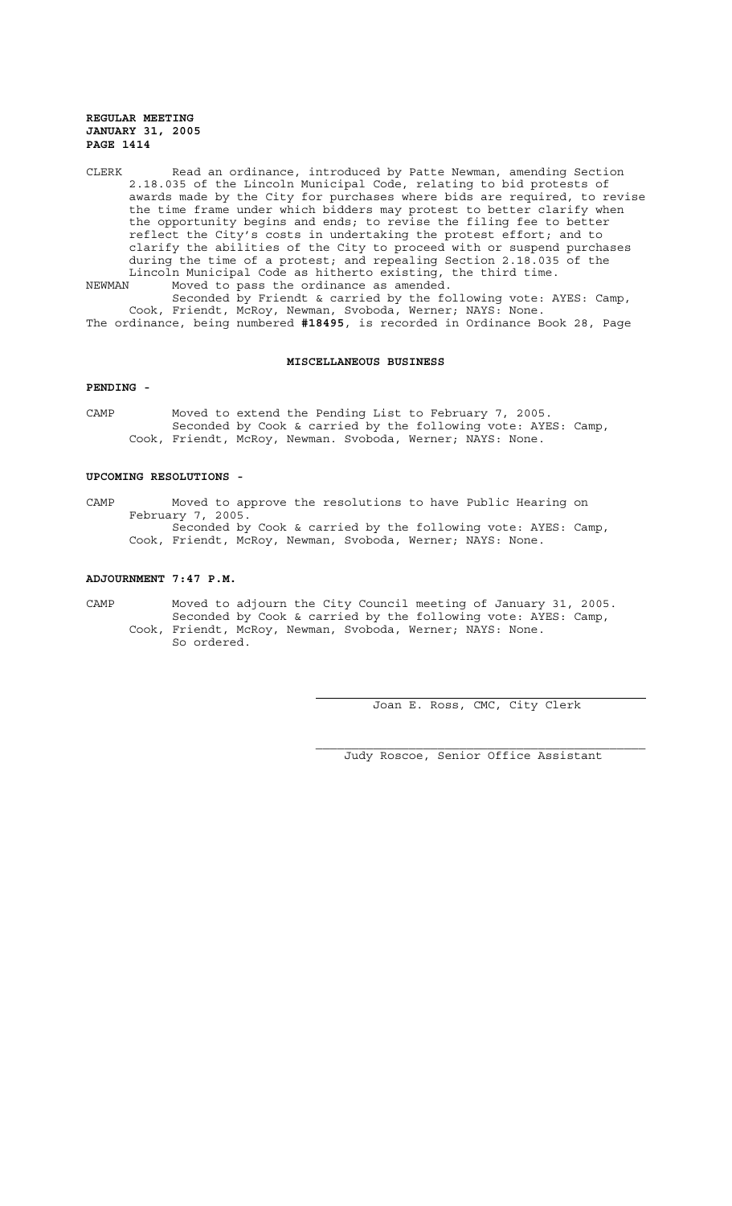CLERK	Read an ordinance, introduced by Patte Newman, amending Section 2.18.035 of the Lincoln Municipal Code, relating to bid protests of awards made by the City for purchases where bids are required, to revise the time frame under which bidders may protest to better clarify when the opportunity begins and ends; to revise the filing fee to better reflect the City's costs in undertaking the protest effort; and to clarify the abilities of the City to proceed with or suspend purchases during the time of a protest; and repealing Section 2.18.035 of the Lincoln Municipal Code as hitherto existing, the third time.

NEWMAN	Moved to pass the ordinance as amended.
Seconded by Friendt & carried by the following vote: AYES: Camp, Cook, Friendt, McRoy, Newman, Svoboda, Werner; NAYS: None.

The ordinance, being numbered **#18495**, is recorded in Ordinance Book 28, Page

## MISCELLANEOUS BUSINESS

**PENDING -**

CAMP	Moved to extend the Pending List to February 7, 2005.
Seconded by Cook & carried by the following vote: AYES: Camp, Cook, Friendt, McRoy, Newman. Svoboda, Werner; NAYS: None.

**UPCOMING RESOLUTIONS -**

CAMP	Moved to approve the resolutions to have Public Hearing on February 7, 2005.
Seconded by Cook & carried by the following vote: AYES: Camp, Cook, Friendt, McRoy, Newman, Svoboda, Werner; NAYS: None.

**ADJOURNMENT 7:47 P.M.**

CAMP	Moved to adjourn the City Council meeting of January 31, 2005.
Seconded by Cook & carried by the following vote: AYES: Camp, Cook, Friendt, McRoy, Newman, Svoboda, Werner; NAYS: None.
So ordered.

Joan E. Ross, CMC, City Clerk

Judy Roscoe, Senior Office Assistant